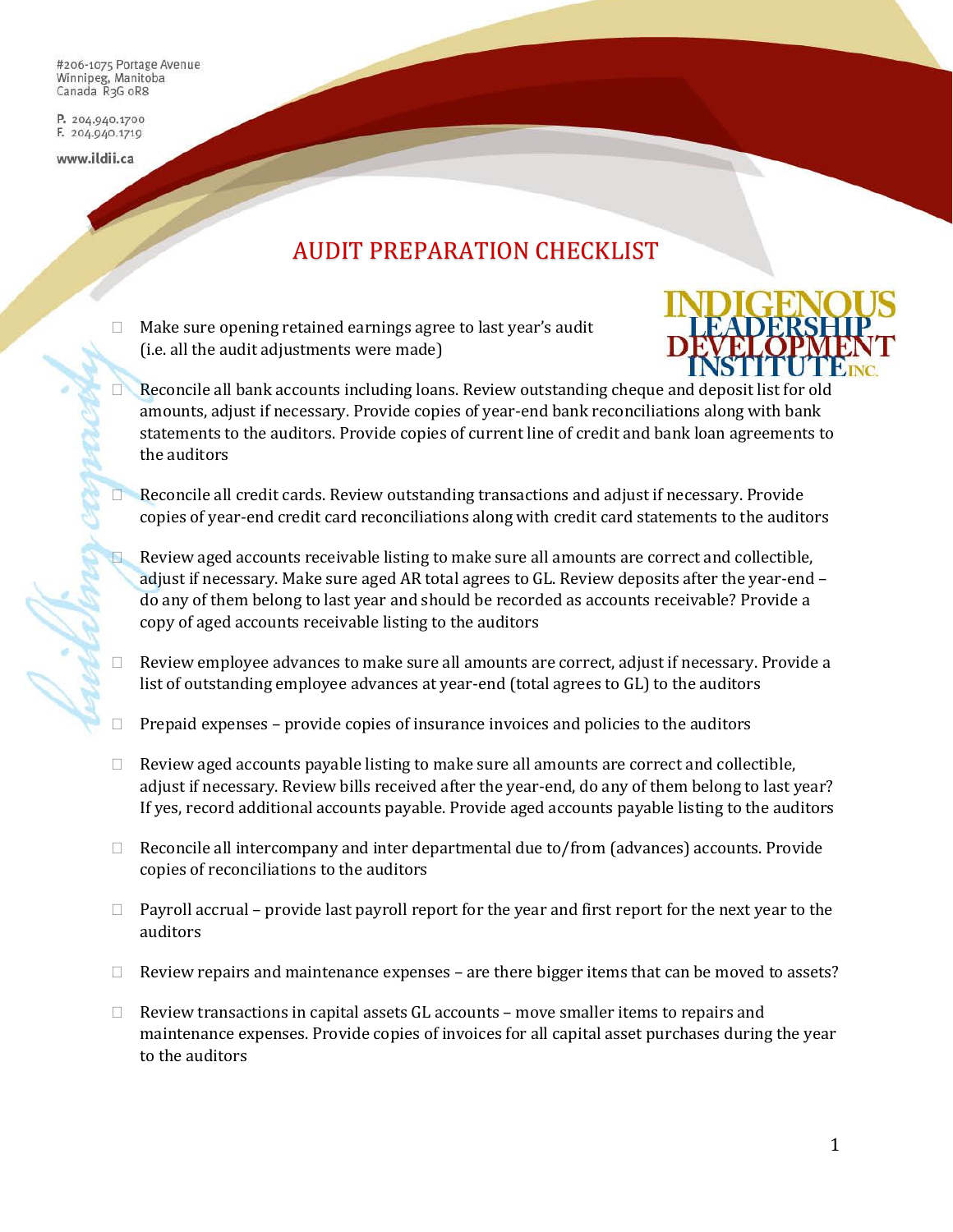#206-1075 Portage Avenue
Winnipeg, Manitoba
Canada R3G 0R8

P. 204.940.1700
F. 204.940.1719

www.ildii.ca

# AUDIT PREPARATION CHECKLIST

- ☐ Make sure opening retained earnings agree to last year's audit (i.e. all the audit adjustments were made)

- ☐ Reconcile all bank accounts including loans. Review outstanding cheque and deposit list for old amounts, adjust if necessary. Provide copies of year-end bank reconciliations along with bank statements to the auditors. Provide copies of current line of credit and bank loan agreements to the auditors

- ☐ Reconcile all credit cards. Review outstanding transactions and adjust if necessary. Provide copies of year-end credit card reconciliations along with credit card statements to the auditors

- ☐ Review aged accounts receivable listing to make sure all amounts are correct and collectible, adjust if necessary. Make sure aged AR total agrees to GL. Review deposits after the year-end – do any of them belong to last year and should be recorded as accounts receivable? Provide a copy of aged accounts receivable listing to the auditors

- ☐ Review employee advances to make sure all amounts are correct, adjust if necessary. Provide a list of outstanding employee advances at year-end (total agrees to GL) to the auditors

- ☐ Prepaid expenses – provide copies of insurance invoices and policies to the auditors

- ☐ Review aged accounts payable listing to make sure all amounts are correct and collectible, adjust if necessary. Review bills received after the year-end, do any of them belong to last year? If yes, record additional accounts payable. Provide aged accounts payable listing to the auditors

- ☐ Reconcile all intercompany and inter departmental due to/from (advances) accounts. Provide copies of reconciliations to the auditors

- ☐ Payroll accrual – provide last payroll report for the year and first report for the next year to the auditors

- ☐ Review repairs and maintenance expenses – are there bigger items that can be moved to assets?

- ☐ Review transactions in capital assets GL accounts – move smaller items to repairs and maintenance expenses. Provide copies of invoices for all capital asset purchases during the year to the auditors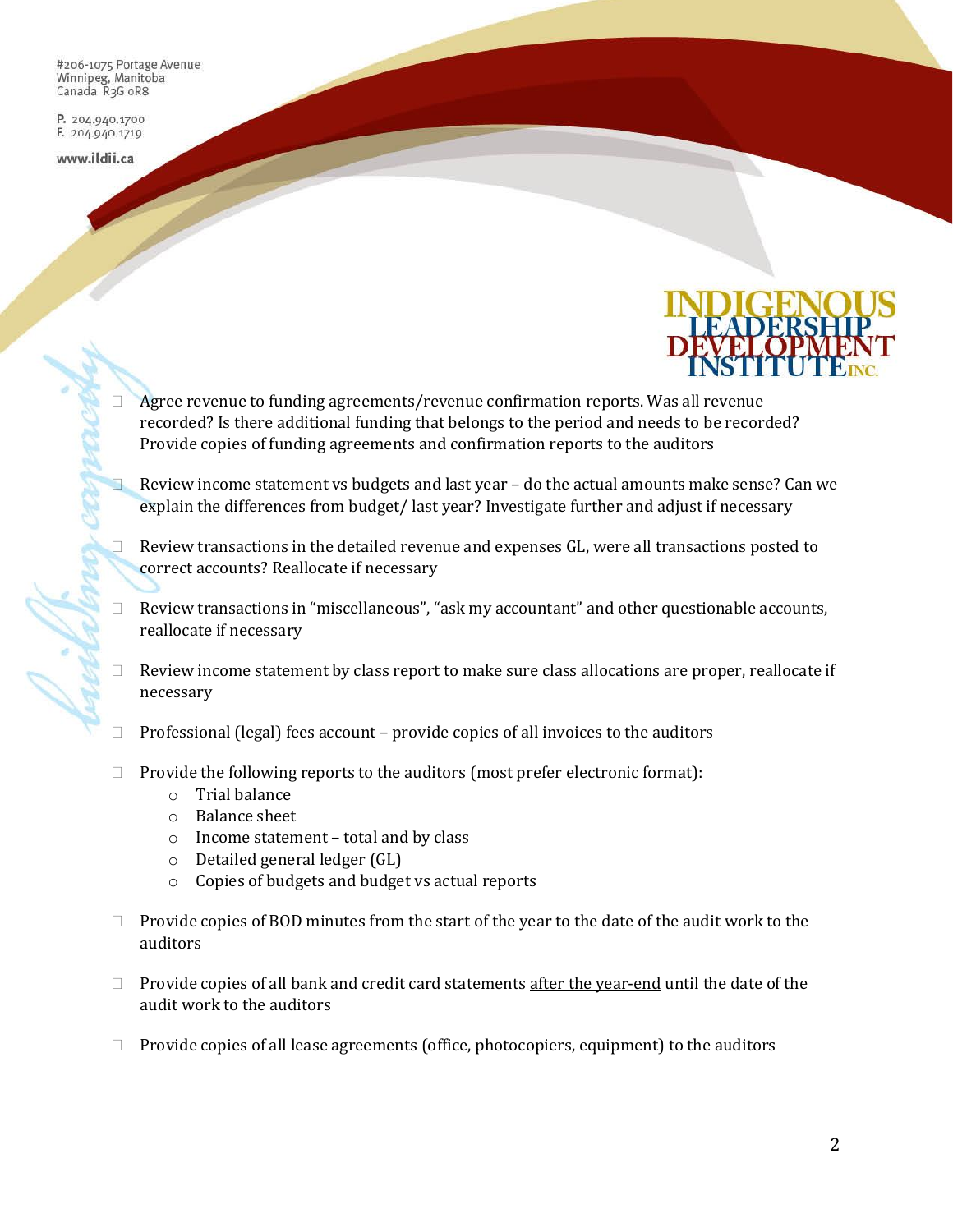- Agree revenue to funding agreements/revenue confirmation reports. Was all revenue recorded? Is there additional funding that belongs to the period and needs to be recorded? Provide copies of funding agreements and confirmation reports to the auditors
- Review income statement vs budgets and last year – do the actual amounts make sense? Can we explain the differences from budget/ last year? Investigate further and adjust if necessary
- Review transactions in the detailed revenue and expenses GL, were all transactions posted to correct accounts? Reallocate if necessary
- Review transactions in "miscellaneous", "ask my accountant" and other questionable accounts, reallocate if necessary
- Review income statement by class report to make sure class allocations are proper, reallocate if necessary
- Professional (legal) fees account – provide copies of all invoices to the auditors
- Provide the following reports to the auditors (most prefer electronic format):
    - Trial balance
    - Balance sheet
    - Income statement – total and by class
    - Detailed general ledger (GL)
    - Copies of budgets and budget vs actual reports
- Provide copies of BOD minutes from the start of the year to the date of the audit work to the auditors
- Provide copies of all bank and credit card statements <u>after the year-end</u> until the date of the audit work to the auditors
- Provide copies of all lease agreements (office, photocopiers, equipment) to the auditors